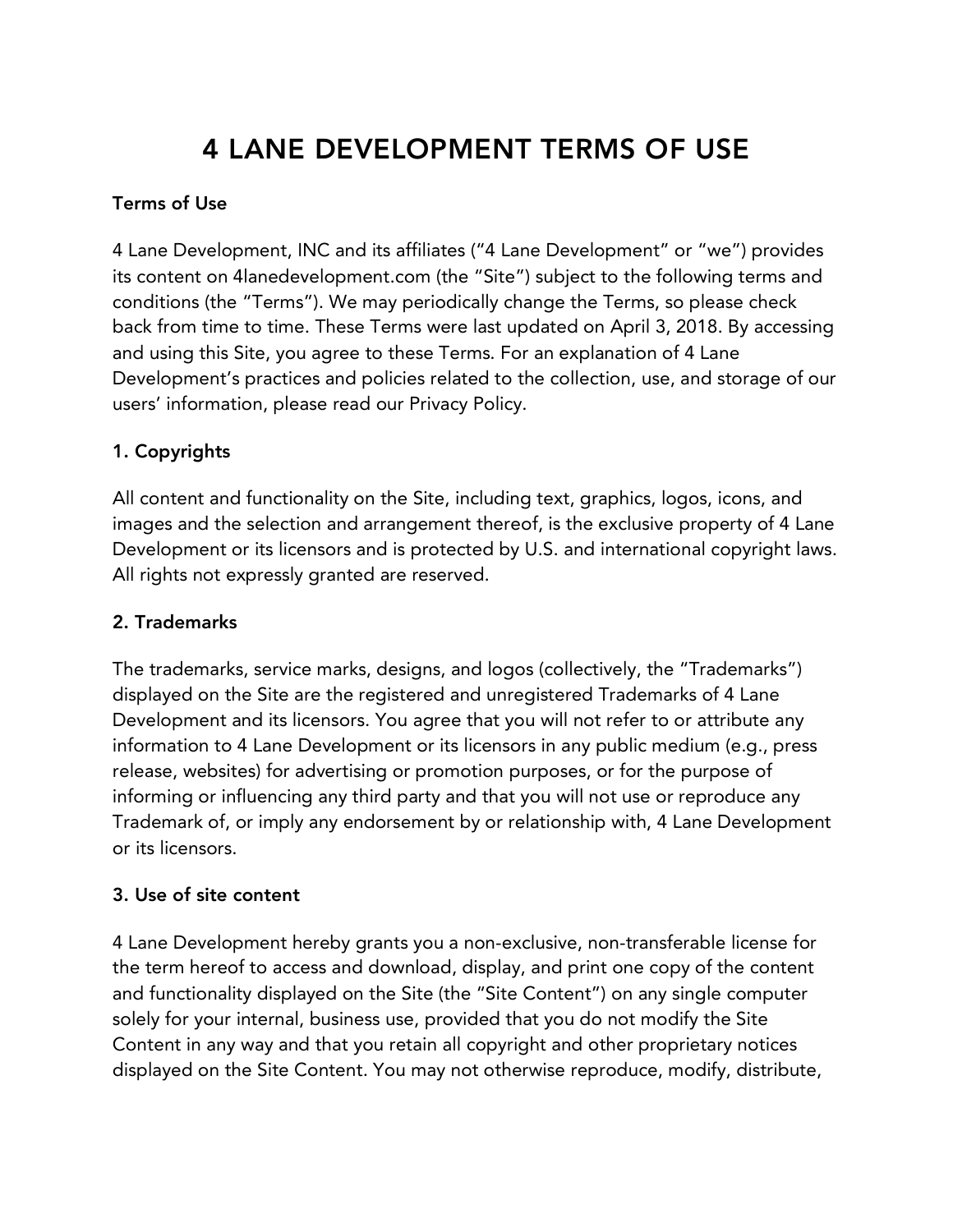# 4 LANE DEVELOPMENT TERMS OF USE

**Terms of Use**

4 Lane Development, INC and its affiliates ("4 Lane Development" or "we") provides its content on 4lanedevelopment.com (the "Site") subject to the following terms and conditions (the "Terms"). We may periodically change the Terms, so please check back from time to time. These Terms were last updated on April 3, 2018. By accessing and using this Site, you agree to these Terms. For an explanation of 4 Lane Development's practices and policies related to the collection, use, and storage of our users' information, please read our Privacy Policy.

**1. Copyrights**

All content and functionality on the Site, including text, graphics, logos, icons, and images and the selection and arrangement thereof, is the exclusive property of 4 Lane Development or its licensors and is protected by U.S. and international copyright laws. All rights not expressly granted are reserved.

**2. Trademarks**

The trademarks, service marks, designs, and logos (collectively, the "Trademarks") displayed on the Site are the registered and unregistered Trademarks of 4 Lane Development and its licensors. You agree that you will not refer to or attribute any information to 4 Lane Development or its licensors in any public medium (e.g., press release, websites) for advertising or promotion purposes, or for the purpose of informing or influencing any third party and that you will not use or reproduce any Trademark of, or imply any endorsement by or relationship with, 4 Lane Development or its licensors.

**3. Use of site content**

4 Lane Development hereby grants you a non-exclusive, non-transferable license for the term hereof to access and download, display, and print one copy of the content and functionality displayed on the Site (the "Site Content") on any single computer solely for your internal, business use, provided that you do not modify the Site Content in any way and that you retain all copyright and other proprietary notices displayed on the Site Content. You may not otherwise reproduce, modify, distribute,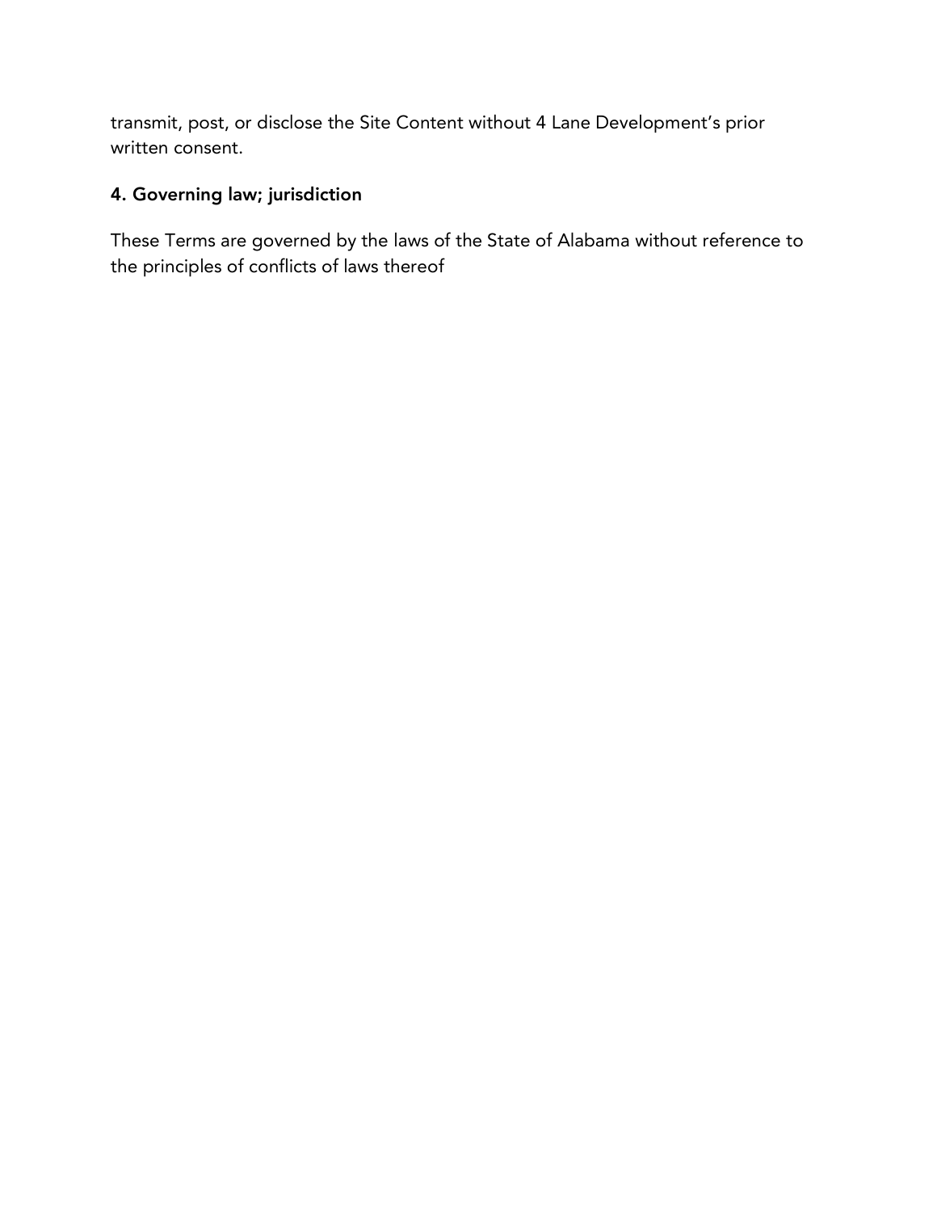transmit, post, or disclose the Site Content without 4 Lane Development's prior written consent.

## 4. Governing law; jurisdiction

These Terms are governed by the laws of the State of Alabama without reference to the principles of conflicts of laws thereof